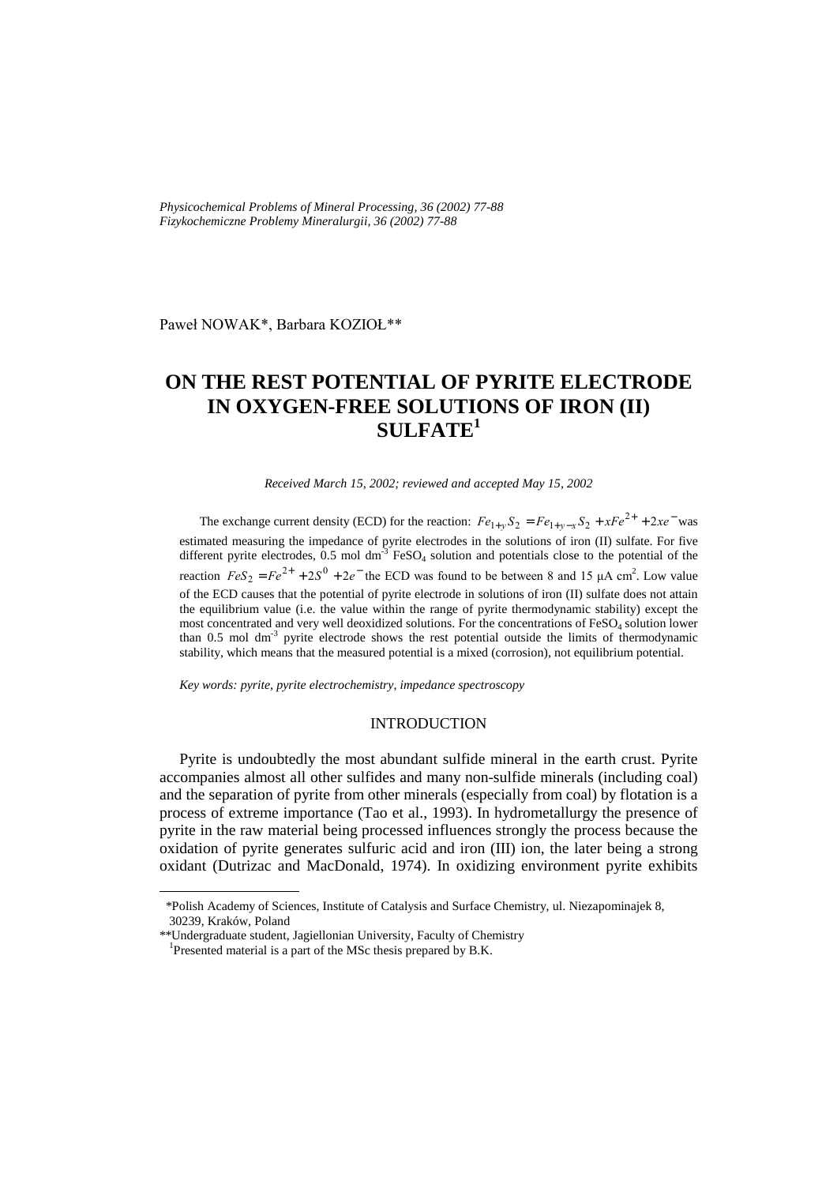Paweł NOWAK*, Barbara KOZIOŁ**

# ON THE REST POTENTIAL OF PYRITE ELECTRODE IN OXYGEN-FREE SOLUTIONS OF IRON (II) SULFATE[1]

*Received March 15, 2002; reviewed and accepted May 15, 2002*

The exchange current density (ECD) for the reaction: $Fe_{1+y}S_2 = Fe_{1+y-x}S_2 + xFe^{2+} + 2xe^{-}$ was estimated measuring the impedance of pyrite electrodes in the solutions of iron (II) sulfate. For five different pyrite electrodes, 0.5 mol dm$^{-3}$ $FeSO_4$ solution and potentials close to the potential of the reaction $FeS_2 = Fe^{2+} + 2S^0 + 2e^-$ the ECD was found to be between 8 and 15 μA cm$^2$. Low value of the ECD causes that the potential of pyrite electrode in solutions of iron (II) sulfate does not attain the equilibrium value (i.e. the value within the range of pyrite thermodynamic stability) except the most concentrated and very well deoxidized solutions. For the concentrations of $FeSO_4$ solution lower than 0.5 mol dm$^{-3}$ pyrite electrode shows the rest potential outside the limits of thermodynamic stability, which means that the measured potential is a mixed (corrosion), not equilibrium potential.

*Key words: pyrite, pyrite electrochemistry, impedance spectroscopy*

## INTRODUCTION

Pyrite is undoubtedly the most abundant sulfide mineral in the earth crust. Pyrite accompanies almost all other sulfides and many non-sulfide minerals (including coal) and the separation of pyrite from other minerals (especially from coal) by flotation is a process of extreme importance (Tao et al., 1993). In hydrometallurgy the presence of pyrite in the raw material being processed influences strongly the process because the oxidation of pyrite generates sulfuric acid and iron (III) ion, the later being a strong oxidant (Dutrizac and MacDonald, 1974). In oxidizing environment pyrite exhibits

*Polish Academy of Sciences, Institute of Catalysis and Surface Chemistry, ul. Niezapominajek 8, 30239, Kraków, Poland

**Undergraduate student, Jagiellonian University, Faculty of Chemistry

[1]Presented material is a part of the MSc thesis prepared by B.K.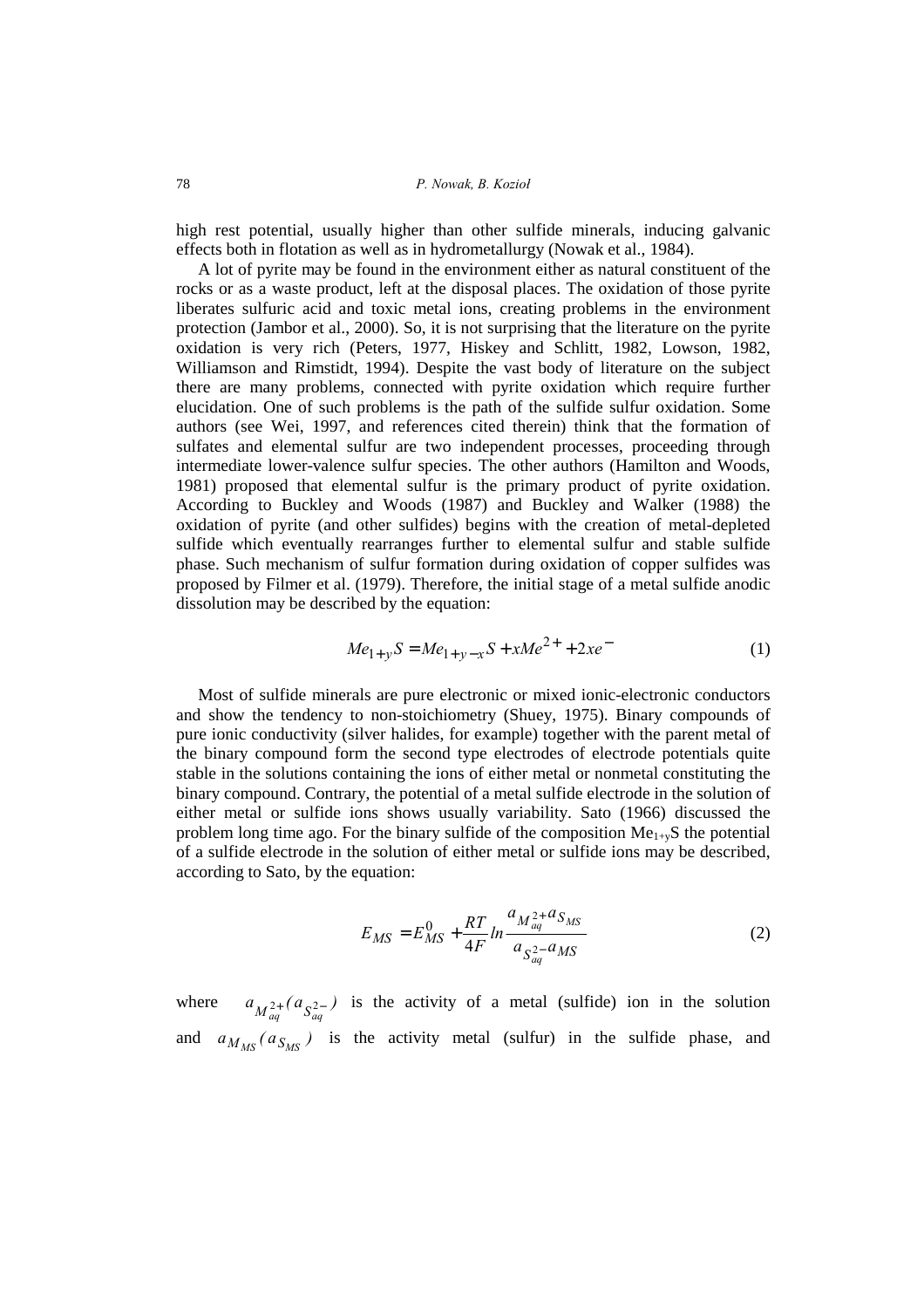high rest potential, usually higher than other sulfide minerals, inducing galvanic effects both in flotation as well as in hydrometallurgy (Nowak et al., 1984).

A lot of pyrite may be found in the environment either as natural constituent of the rocks or as a waste product, left at the disposal places. The oxidation of those pyrite liberates sulfuric acid and toxic metal ions, creating problems in the environment protection (Jambor et al., 2000). So, it is not surprising that the literature on the pyrite oxidation is very rich (Peters, 1977, Hiskey and Schlitt, 1982, Lowson, 1982, Williamson and Rimstidt, 1994). Despite the vast body of literature on the subject there are many problems, connected with pyrite oxidation which require further elucidation. One of such problems is the path of the sulfide sulfur oxidation. Some authors (see Wei, 1997, and references cited therein) think that the formation of sulfates and elemental sulfur are two independent processes, proceeding through intermediate lower-valence sulfur species. The other authors (Hamilton and Woods, 1981) proposed that elemental sulfur is the primary product of pyrite oxidation. According to Buckley and Woods (1987) and Buckley and Walker (1988) the oxidation of pyrite (and other sulfides) begins with the creation of metal-depleted sulfide which eventually rearranges further to elemental sulfur and stable sulfide phase. Such mechanism of sulfur formation during oxidation of copper sulfides was proposed by Filmer et al. (1979). Therefore, the initial stage of a metal sulfide anodic dissolution may be described by the equation:

$$Me_{1+y}S = Me_{1+y-x}S + xMe^{2+} + 2xe^{-} \tag{1}$$

Most of sulfide minerals are pure electronic or mixed ionic-electronic conductors and show the tendency to non-stoichiometry (Shuey, 1975). Binary compounds of pure ionic conductivity (silver halides, for example) together with the parent metal of the binary compound form the second type electrodes of electrode potentials quite stable in the solutions containing the ions of either metal or nonmetal constituting the binary compound. Contrary, the potential of a metal sulfide electrode in the solution of either metal or sulfide ions shows usually variability. Sato (1966) discussed the problem long time ago. For the binary sulfide of the composition $Me_{1+y}S$ the potential of a sulfide electrode in the solution of either metal or sulfide ions may be described, according to Sato, by the equation:

$$E_{MS} = E_{MS}^{0} + \frac{RT}{4F} ln \frac{a_{M_{aq}^{2+}} a_{S_{MS}}}{a_{S_{aq}^{2-}} a_{MS}} \tag{2}$$

where $a_{M_{aq}^{2+}} (a_{S_{aq}^{2-}})$ is the activity of a metal (sulfide) ion in the solution and $a_{M_{MS}} (a_{S_{MS}})$ is the activity metal (sulfur) in the sulfide phase, and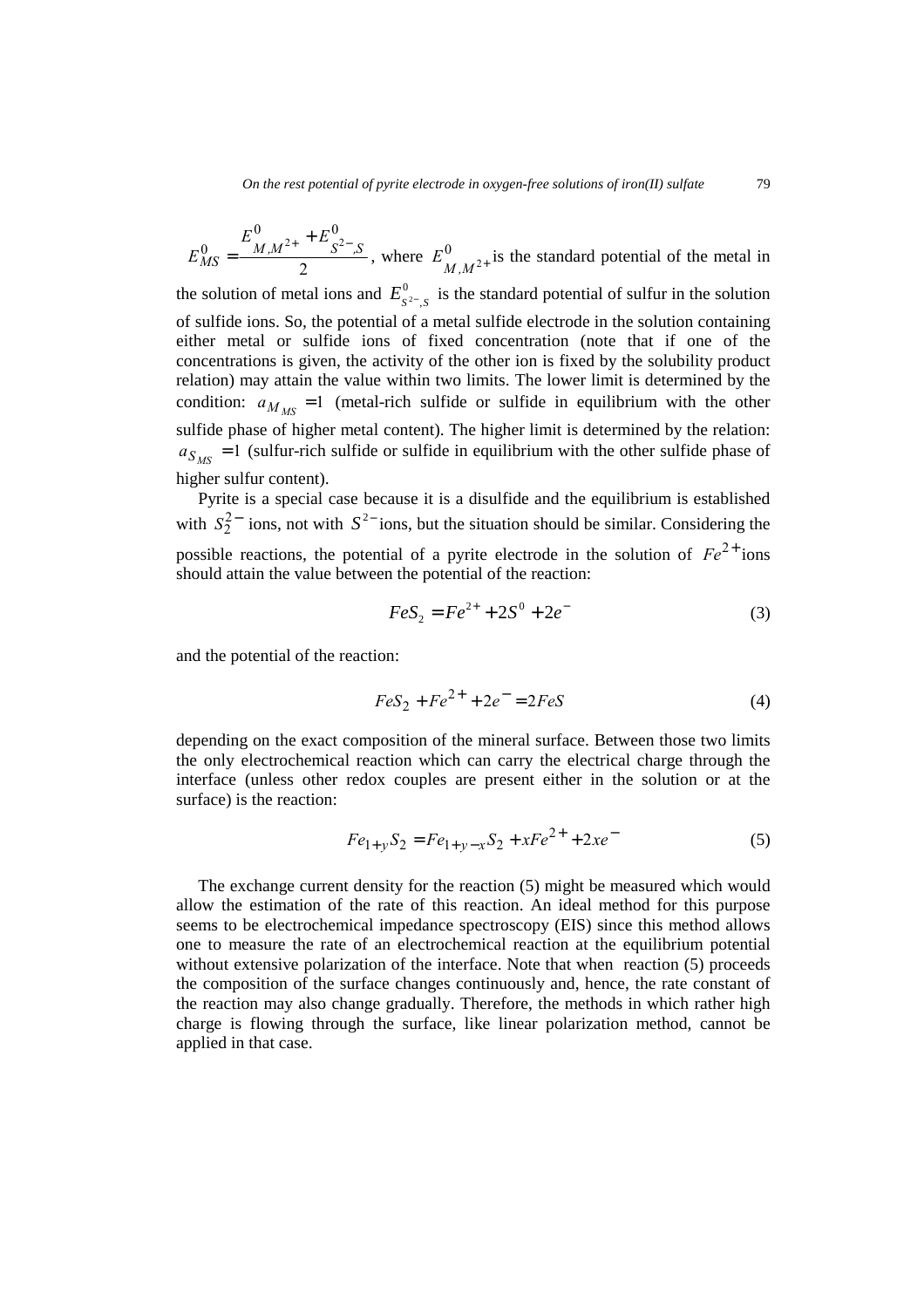$E^0_{MS} = \dfrac{E^0_{M,M^{2+}} + E^0_{S^{2-},S}}{2}$, where $E^0_{M,M^{2+}}$ is the standard potential of the metal in the solution of metal ions and $E^0_{S^{2-},S}$ is the standard potential of sulfur in the solution of sulfide ions. So, the potential of a metal sulfide electrode in the solution containing either metal or sulfide ions of fixed concentration (note that if one of the concentrations is given, the activity of the other ion is fixed by the solubility product relation) may attain the value within two limits. The lower limit is determined by the condition: $a_{M_{MS}} = 1$ (metal-rich sulfide or sulfide in equilibrium with the other sulfide phase of higher metal content). The higher limit is determined by the relation: $a_{S_{MS}} = 1$ (sulfur-rich sulfide or sulfide in equilibrium with the other sulfide phase of higher sulfur content).

Pyrite is a special case because it is a disulfide and the equilibrium is established with $S_2^{2-}$ ions, not with $S^{2-}$ ions, but the situation should be similar. Considering the possible reactions, the potential of a pyrite electrode in the solution of $Fe^{2+}$ ions should attain the value between the potential of the reaction:

$$FeS_2 = Fe^{2+} + 2S^0 + 2e^- \tag{3}$$

and the potential of the reaction:

$$FeS_2 + Fe^{2+} + 2e^- = 2FeS \tag{4}$$

depending on the exact composition of the mineral surface. Between those two limits the only electrochemical reaction which can carry the electrical charge through the interface (unless other redox couples are present either in the solution or at the surface) is the reaction:

$$Fe_{1+y}S_2 = Fe_{1+y-x}S_2 + xFe^{2+} + 2xe^- \tag{5}$$

The exchange current density for the reaction (5) might be measured which would allow the estimation of the rate of this reaction. An ideal method for this purpose seems to be electrochemical impedance spectroscopy (EIS) since this method allows one to measure the rate of an electrochemical reaction at the equilibrium potential without extensive polarization of the interface. Note that when reaction (5) proceeds the composition of the surface changes continuously and, hence, the rate constant of the reaction may also change gradually. Therefore, the methods in which rather high charge is flowing through the surface, like linear polarization method, cannot be applied in that case.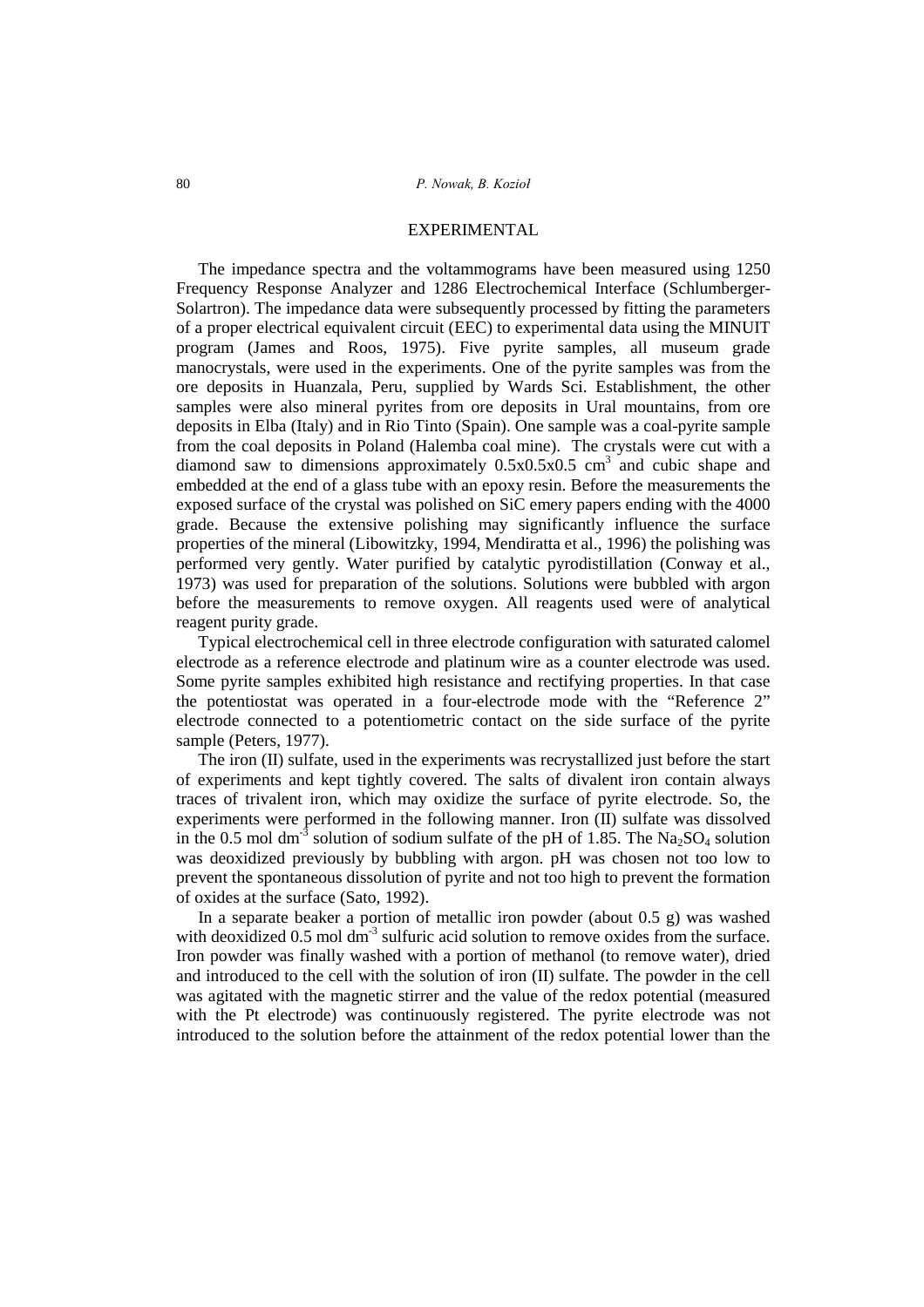## EXPERIMENTAL

The impedance spectra and the voltammograms have been measured using 1250 Frequency Response Analyzer and 1286 Electrochemical Interface (Schlumberger-Solartron). The impedance data were subsequently processed by fitting the parameters of a proper electrical equivalent circuit (EEC) to experimental data using the MINUIT program (James and Roos, 1975). Five pyrite samples, all museum grade manocrystals, were used in the experiments. One of the pyrite samples was from the ore deposits in Huanzala, Peru, supplied by Wards Sci. Establishment, the other samples were also mineral pyrites from ore deposits in Ural mountains, from ore deposits in Elba (Italy) and in Rio Tinto (Spain). One sample was a coal-pyrite sample from the coal deposits in Poland (Halemba coal mine). The crystals were cut with a diamond saw to dimensions approximately 0.5x0.5x0.5 $cm^3$ and cubic shape and embedded at the end of a glass tube with an epoxy resin. Before the measurements the exposed surface of the crystal was polished on SiC emery papers ending with the 4000 grade. Because the extensive polishing may significantly influence the surface properties of the mineral (Libowitzky, 1994, Mendiratta et al., 1996) the polishing was performed very gently. Water purified by catalytic pyrodistillation (Conway et al., 1973) was used for preparation of the solutions. Solutions were bubbled with argon before the measurements to remove oxygen. All reagents used were of analytical reagent purity grade.

Typical electrochemical cell in three electrode configuration with saturated calomel electrode as a reference electrode and platinum wire as a counter electrode was used. Some pyrite samples exhibited high resistance and rectifying properties. In that case the potentiostat was operated in a four-electrode mode with the "Reference 2" electrode connected to a potentiometric contact on the side surface of the pyrite sample (Peters, 1977).

The iron (II) sulfate, used in the experiments was recrystallized just before the start of experiments and kept tightly covered. The salts of divalent iron contain always traces of trivalent iron, which may oxidize the surface of pyrite electrode. So, the experiments were performed in the following manner. Iron (II) sulfate was dissolved in the 0.5 mol $dm^{-3}$ solution of sodium sulfate of the pH of 1.85. The $Na_2SO_4$ solution was deoxidized previously by bubbling with argon. pH was chosen not too low to prevent the spontaneous dissolution of pyrite and not too high to prevent the formation of oxides at the surface (Sato, 1992).

In a separate beaker a portion of metallic iron powder (about 0.5 g) was washed with deoxidized 0.5 mol $dm^{-3}$ sulfuric acid solution to remove oxides from the surface. Iron powder was finally washed with a portion of methanol (to remove water), dried and introduced to the cell with the solution of iron (II) sulfate. The powder in the cell was agitated with the magnetic stirrer and the value of the redox potential (measured with the Pt electrode) was continuously registered. The pyrite electrode was not introduced to the solution before the attainment of the redox potential lower than the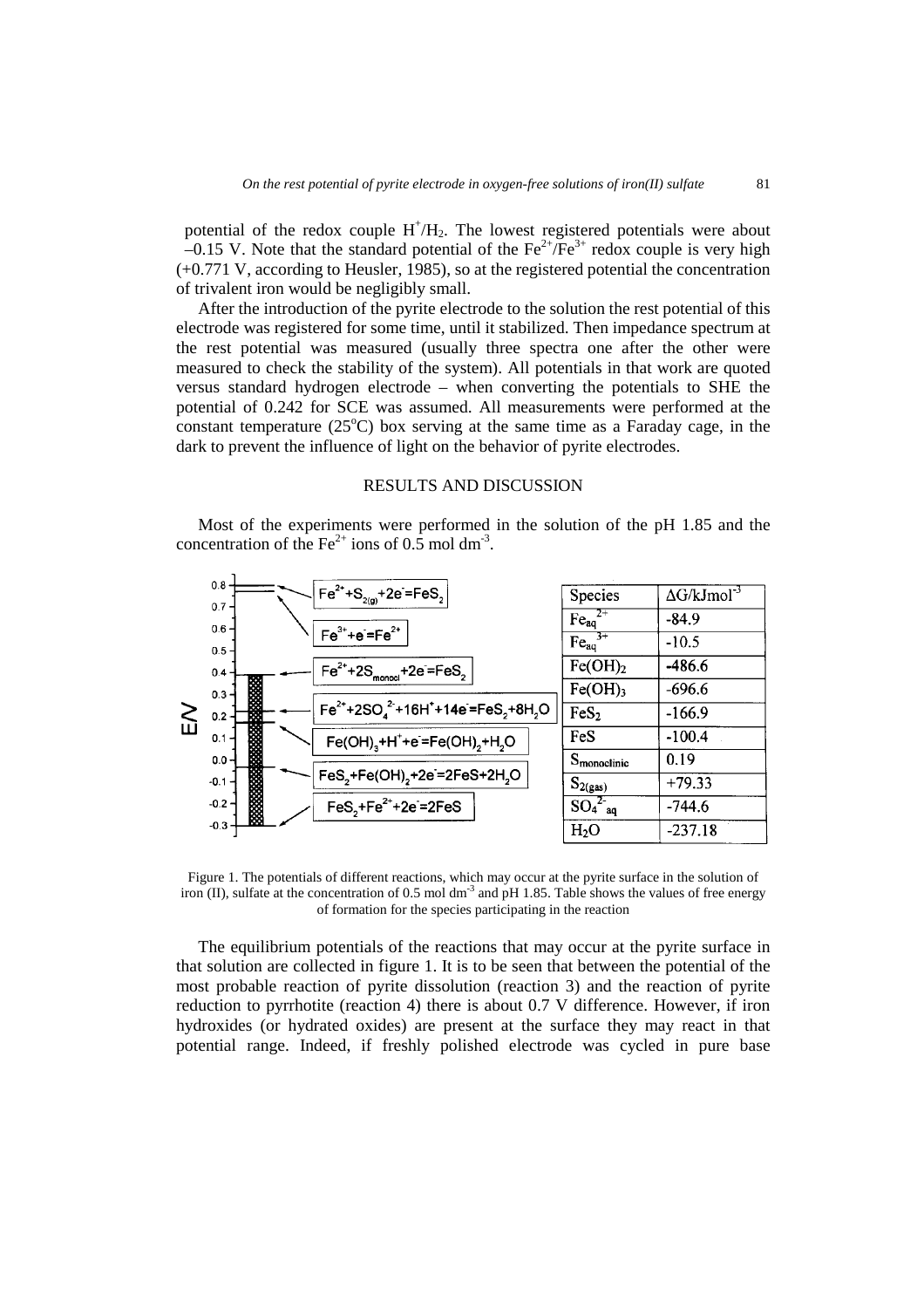potential of the redox couple $H^+/H_2$. The lowest registered potentials were about –0.15 V. Note that the standard potential of the $Fe^{2+}/Fe^{3+}$ redox couple is very high (+0.771 V, according to Heusler, 1985), so at the registered potential the concentration of trivalent iron would be negligibly small.

After the introduction of the pyrite electrode to the solution the rest potential of this electrode was registered for some time, until it stabilized. Then impedance spectrum at the rest potential was measured (usually three spectra one after the other were measured to check the stability of the system). All potentials in that work are quoted versus standard hydrogen electrode – when converting the potentials to SHE the potential of 0.242 for SCE was assumed. All measurements were performed at the constant temperature (25°C) box serving at the same time as a Faraday cage, in the dark to prevent the influence of light on the behavior of pyrite electrodes.

## RESULTS AND DISCUSSION

Most of the experiments were performed in the solution of the pH 1.85 and the concentration of the $Fe^{2+}$ ions of 0.5 mol dm$^{-3}$.

Reactions shown in the figure:

- $Fe^{2+} + S_{2(g)} + 2e^- = FeS_2$
- $Fe^{3+} + e^- = Fe^{2+}$
- $Fe^{2+} + 2S_{monocl} + 2e^- = FeS_2$
- $Fe^{2+} + 2SO_4^{2-} + 16H^+ + 14e^- = FeS_2 + 8H_2O$
- $Fe(OH)_3 + H^+ + e^- = Fe(OH)_2 + H_2O$
- $FeS_2 + Fe(OH)_2 + 2e^- = 2FeS + 2H_2O$
- $FeS_2 + Fe^{2+} + 2e^- = 2FeS$

| Species | ΔG/kJmol$^{-3}$ |
|---|---|
| $Fe_{aq}^{2+}$ | -84.9 |
| $Fe_{aq}^{3+}$ | -10.5 |
| $Fe(OH)_2$ | -486.6 |
| $Fe(OH)_3$ | -696.6 |
| $FeS_2$ | -166.9 |
| $FeS$ | -100.4 |
| $S_{monoclinic}$ | 0.19 |
| $S_{2(gas)}$ | +79.33 |
| $SO_4^{2-}{}_{aq}$ | -744.6 |
| $H_2O$ | -237.18 |

Figure 1. The potentials of different reactions, which may occur at the pyrite surface in the solution of iron (II), sulfate at the concentration of 0.5 mol dm$^{-3}$ and pH 1.85. Table shows the values of free energy of formation for the species participating in the reaction

The equilibrium potentials of the reactions that may occur at the pyrite surface in that solution are collected in figure 1. It is to be seen that between the potential of the most probable reaction of pyrite dissolution (reaction 3) and the reaction of pyrite reduction to pyrrhotite (reaction 4) there is about 0.7 V difference. However, if iron hydroxides (or hydrated oxides) are present at the surface they may react in that potential range. Indeed, if freshly polished electrode was cycled in pure base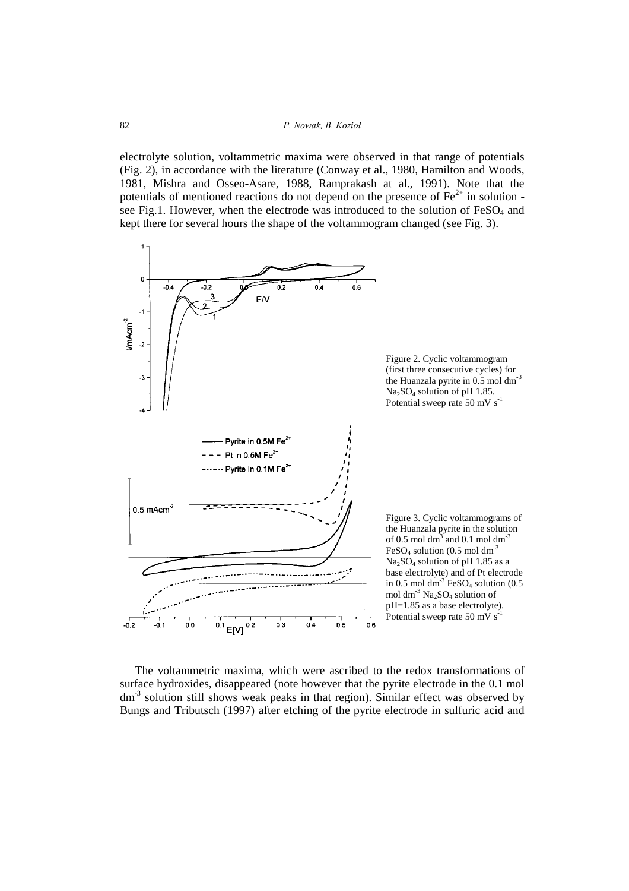electrolyte solution, voltammetric maxima were observed in that range of potentials (Fig. 2), in accordance with the literature (Conway et al., 1980, Hamilton and Woods, 1981, Mishra and Osseo-Asare, 1988, Ramprakash at al., 1991). Note that the potentials of mentioned reactions do not depend on the presence of $Fe^{2+}$ in solution - see Fig.1. However, when the electrode was introduced to the solution of $FeSO_4$ and kept there for several hours the shape of the voltammogram changed (see Fig. 3).

Figure 2. Cyclic voltammogram (first three consecutive cycles) for the Huanzala pyrite in 0.5 mol $dm^{-3}$ $Na_2SO_4$ solution of pH 1.85. Potential sweep rate 50 mV $s^{-1}$

Figure 3. Cyclic voltammograms of the Huanzala pyrite in the solution of 0.5 mol $dm^{3}$ and 0.1 mol $dm^{-3}$ $FeSO_4$ solution (0.5 mol $dm^{-3}$ $Na_2SO_4$ solution of pH 1.85 as a base electrolyte) and of Pt electrode in 0.5 mol $dm^{-3}$ $FeSO_4$ solution (0.5 mol $dm^{-3}$ $Na_2SO_4$ solution of pH=1.85 as a base electrolyte). Potential sweep rate 50 mV $s^{-1}$

The voltammetric maxima, which were ascribed to the redox transformations of surface hydroxides, disappeared (note however that the pyrite electrode in the 0.1 mol $dm^{-3}$ solution still shows weak peaks in that region). Similar effect was observed by Bungs and Tributsch (1997) after etching of the pyrite electrode in sulfuric acid and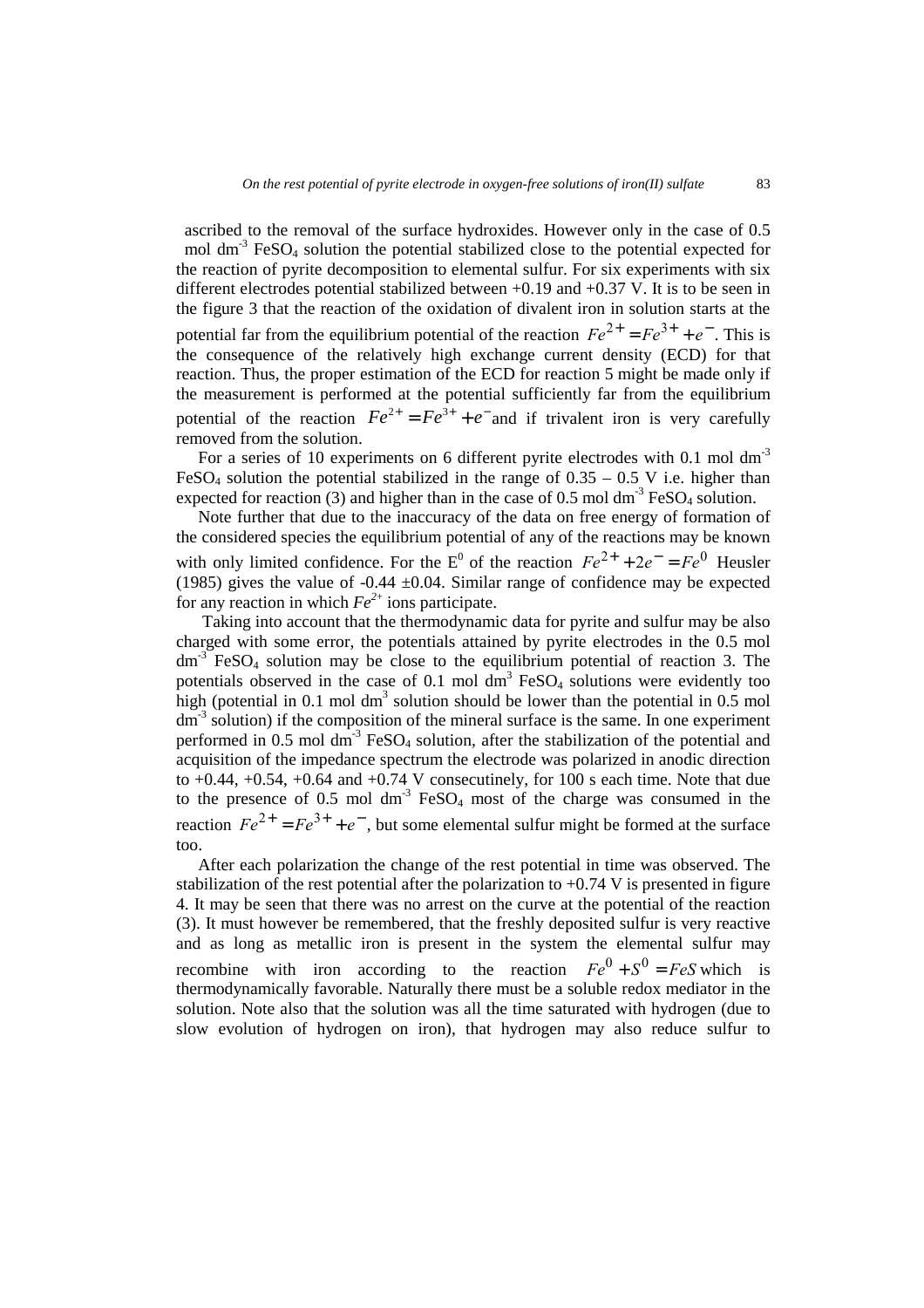ascribed to the removal of the surface hydroxides. However only in the case of 0.5 mol dm$^{-3}$ $FeSO_4$ solution the potential stabilized close to the potential expected for the reaction of pyrite decomposition to elemental sulfur. For six experiments with six different electrodes potential stabilized between +0.19 and +0.37 V. It is to be seen in the figure 3 that the reaction of the oxidation of divalent iron in solution starts at the potential far from the equilibrium potential of the reaction $Fe^{2+} = Fe^{3+} + e^{-}$. This is the consequence of the relatively high exchange current density (ECD) for that reaction. Thus, the proper estimation of the ECD for reaction 5 might be made only if the measurement is performed at the potential sufficiently far from the equilibrium potential of the reaction $Fe^{2+} = Fe^{3+} + e^{-}$ and if trivalent iron is very carefully removed from the solution.

For a series of 10 experiments on 6 different pyrite electrodes with 0.1 mol dm$^{-3}$ $FeSO_4$ solution the potential stabilized in the range of 0.35 – 0.5 V i.e. higher than expected for reaction (3) and higher than in the case of 0.5 mol dm$^{-3}$ $FeSO_4$ solution.

Note further that due to the inaccuracy of the data on free energy of formation of the considered species the equilibrium potential of any of the reactions may be known with only limited confidence. For the $E^0$ of the reaction $Fe^{2+} + 2e^{-} = Fe^{0}$ Heusler (1985) gives the value of -0.44 ±0.04. Similar range of confidence may be expected for any reaction in which $Fe^{2+}$ ions participate.

Taking into account that the thermodynamic data for pyrite and sulfur may be also charged with some error, the potentials attained by pyrite electrodes in the 0.5 mol dm$^{-3}$ $FeSO_4$ solution may be close to the equilibrium potential of reaction 3. The potentials observed in the case of 0.1 mol dm$^{3}$ $FeSO_4$ solutions were evidently too high (potential in 0.1 mol dm$^{3}$ solution should be lower than the potential in 0.5 mol dm$^{-3}$ solution) if the composition of the mineral surface is the same. In one experiment performed in 0.5 mol dm$^{-3}$ $FeSO_4$ solution, after the stabilization of the potential and acquisition of the impedance spectrum the electrode was polarized in anodic direction to +0.44, +0.54, +0.64 and +0.74 V consecutinely, for 100 s each time. Note that due to the presence of 0.5 mol dm$^{-3}$ $FeSO_4$ most of the charge was consumed in the reaction $Fe^{2+} = Fe^{3+} + e^{-}$, but some elemental sulfur might be formed at the surface too.

After each polarization the change of the rest potential in time was observed. The stabilization of the rest potential after the polarization to +0.74 V is presented in figure 4. It may be seen that there was no arrest on the curve at the potential of the reaction (3). It must however be remembered, that the freshly deposited sulfur is very reactive and as long as metallic iron is present in the system the elemental sulfur may recombine with iron according to the reaction $Fe^{0} + S^{0} = FeS$ which is thermodynamically favorable. Naturally there must be a soluble redox mediator in the solution. Note also that the solution was all the time saturated with hydrogen (due to slow evolution of hydrogen on iron), that hydrogen may also reduce sulfur to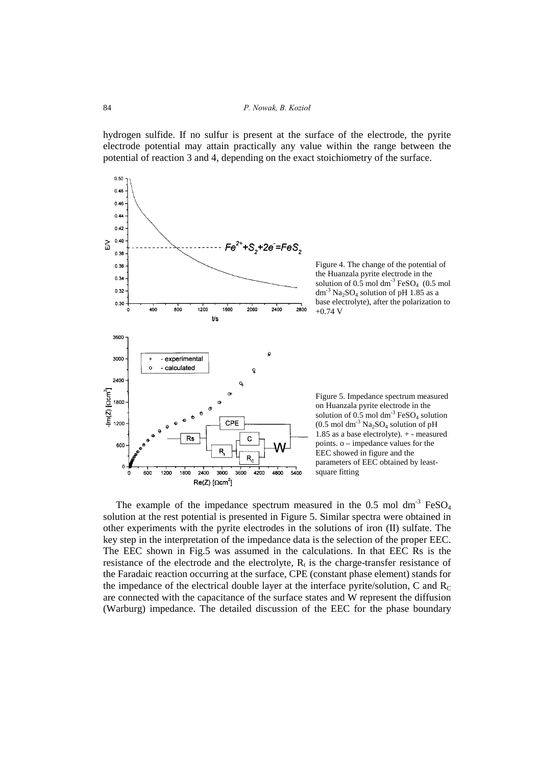hydrogen sulfide. If no sulfur is present at the surface of the electrode, the pyrite electrode potential may attain practically any value within the range between the potential of reaction 3 and 4, depending on the exact stoichiometry of the surface.

Figure 4. The change of the potential of the Huanzala pyrite electrode in the solution of 0.5 mol $dm^{-3}$ $FeSO_4$ (0.5 mol $dm^{-3}$ $Na_2SO_4$ solution of pH 1.85 as a base electrolyte), after the polarization to +0.74 V

Figure 5. Impedance spectrum measured on Huanzala pyrite electrode in the solution of 0.5 mol $dm^{-3}$ $FeSO_4$ solution (0.5 mol $dm^{-3}$ $Na_2SO_4$ solution of pH 1.85 as a base electrolyte). + - measured points. o – impedance values for the EEC showed in figure and the parameters of EEC obtained by least-square fitting

The example of the impedance spectrum measured in the 0.5 mol $dm^{-3}$ $FeSO_4$ solution at the rest potential is presented in Figure 5. Similar spectra were obtained in other experiments with the pyrite electrodes in the solutions of iron (II) sulfate. The key step in the interpretation of the impedance data is the selection of the proper EEC. The EEC shown in Fig.5 was assumed in the calculations. In that EEC Rs is the resistance of the electrode and the electrolyte, $R_t$ is the charge-transfer resistance of the Faradaic reaction occurring at the surface, CPE (constant phase element) stands for the impedance of the electrical double layer at the interface pyrite/solution, C and $R_C$ are connected with the capacitance of the surface states and W represent the diffusion (Warburg) impedance. The detailed discussion of the EEC for the phase boundary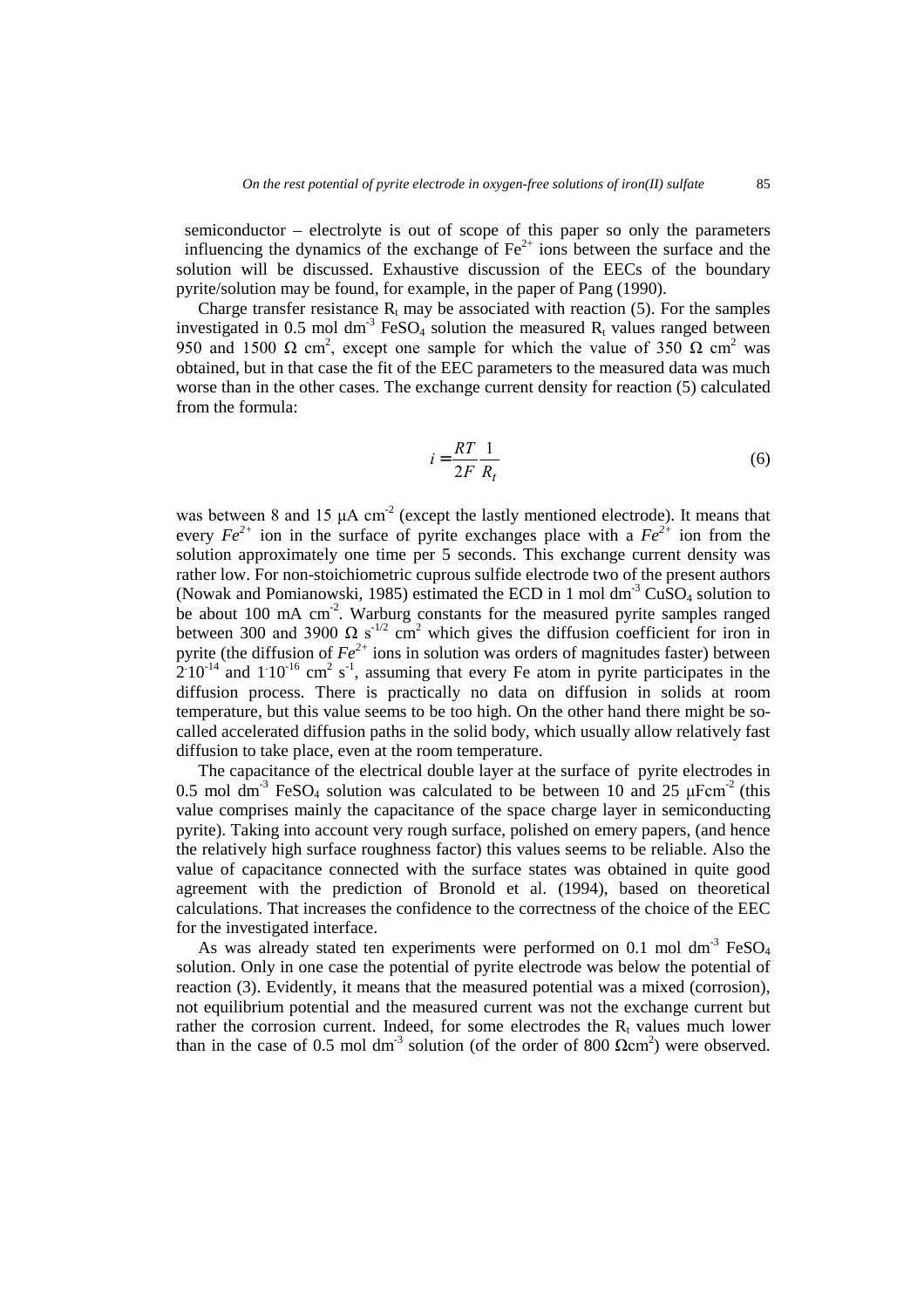semiconductor – electrolyte is out of scope of this paper so only the parameters influencing the dynamics of the exchange of $Fe^{2+}$ ions between the surface and the solution will be discussed. Exhaustive discussion of the EECs of the boundary pyrite/solution may be found, for example, in the paper of Pang (1990).

Charge transfer resistance $R_t$ may be associated with reaction (5). For the samples investigated in 0.5 mol dm$^{-3}$ $FeSO_4$ solution the measured $R_t$ values ranged between 950 and 1500 Ω cm$^2$, except one sample for which the value of 350 Ω cm$^2$ was obtained, but in that case the fit of the EEC parameters to the measured data was much worse than in the other cases. The exchange current density for reaction (5) calculated from the formula:

$$i = \frac{RT}{2F}\frac{1}{R_t} \tag{6}$$

was between 8 and 15 μA cm$^{-2}$ (except the lastly mentioned electrode). It means that every $Fe^{2+}$ ion in the surface of pyrite exchanges place with a $Fe^{2+}$ ion from the solution approximately one time per 5 seconds. This exchange current density was rather low. For non-stoichiometric cuprous sulfide electrode two of the present authors (Nowak and Pomianowski, 1985) estimated the ECD in 1 mol dm$^{-3}$ $CuSO_4$ solution to be about 100 mA cm$^{-2}$. Warburg constants for the measured pyrite samples ranged between 300 and 3900 Ω s$^{-1/2}$ cm$^2$ which gives the diffusion coefficient for iron in pyrite (the diffusion of $Fe^{2+}$ ions in solution was orders of magnitudes faster) between $2 \cdot 10^{-14}$ and $1 \cdot 10^{-16}$ cm$^2$ s$^{-1}$, assuming that every Fe atom in pyrite participates in the diffusion process. There is practically no data on diffusion in solids at room temperature, but this value seems to be too high. On the other hand there might be so-called accelerated diffusion paths in the solid body, which usually allow relatively fast diffusion to take place, even at the room temperature.

The capacitance of the electrical double layer at the surface of pyrite electrodes in 0.5 mol dm$^{-3}$ $FeSO_4$ solution was calculated to be between 10 and 25 μFcm$^{-2}$ (this value comprises mainly the capacitance of the space charge layer in semiconducting pyrite). Taking into account very rough surface, polished on emery papers, (and hence the relatively high surface roughness factor) this values seems to be reliable. Also the value of capacitance connected with the surface states was obtained in quite good agreement with the prediction of Bronold et al. (1994), based on theoretical calculations. That increases the confidence to the correctness of the choice of the EEC for the investigated interface.

As was already stated ten experiments were performed on 0.1 mol dm$^{-3}$ $FeSO_4$ solution. Only in one case the potential of pyrite electrode was below the potential of reaction (3). Evidently, it means that the measured potential was a mixed (corrosion), not equilibrium potential and the measured current was not the exchange current but rather the corrosion current. Indeed, for some electrodes the $R_t$ values much lower than in the case of 0.5 mol dm$^{-3}$ solution (of the order of 800 Ωcm$^2$) were observed.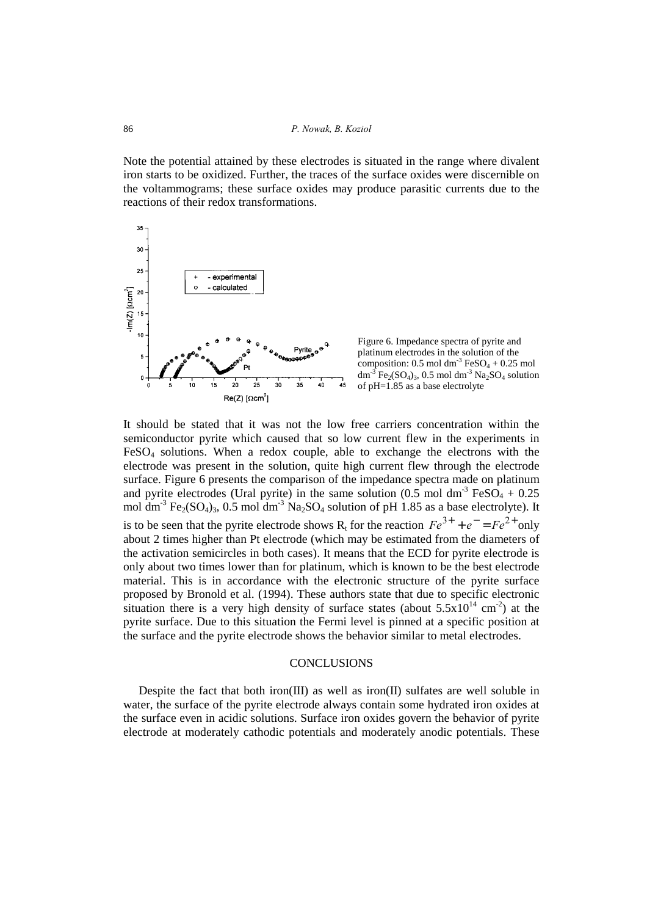Note the potential attained by these electrodes is situated in the range where divalent iron starts to be oxidized. Further, the traces of the surface oxides were discernible on the voltammograms; these surface oxides may produce parasitic currents due to the reactions of their redox transformations.

Figure 6. Impedance spectra of pyrite and platinum electrodes in the solution of the composition: 0.5 mol dm$^{-3}$ $FeSO_4$ + 0.25 mol dm$^{-3}$ $Fe_2(SO_4)_3$, 0.5 mol dm$^{-3}$ $Na_2SO_4$ solution of pH=1.85 as a base electrolyte

It should be stated that it was not the low free carriers concentration within the semiconductor pyrite which caused that so low current flew in the experiments in $FeSO_4$ solutions. When a redox couple, able to exchange the electrons with the electrode was present in the solution, quite high current flew through the electrode surface. Figure 6 presents the comparison of the impedance spectra made on platinum and pyrite electrodes (Ural pyrite) in the same solution (0.5 mol dm$^{-3}$ $FeSO_4$ + 0.25 mol dm$^{-3}$ $Fe_2(SO_4)_3$, 0.5 mol dm$^{-3}$ $Na_2SO_4$ solution of pH 1.85 as a base electrolyte). It is to be seen that the pyrite electrode shows $R_t$ for the reaction $Fe^{3+} + e^{-} = Fe^{2+}$ only about 2 times higher than Pt electrode (which may be estimated from the diameters of the activation semicircles in both cases). It means that the ECD for pyrite electrode is only about two times lower than for platinum, which is known to be the best electrode material. This is in accordance with the electronic structure of the pyrite surface proposed by Bronold et al. (1994). These authors state that due to specific electronic situation there is a very high density of surface states (about $5.5\times10^{14}$ cm$^{-2}$) at the pyrite surface. Due to this situation the Fermi level is pinned at a specific position at the surface and the pyrite electrode shows the behavior similar to metal electrodes.

## CONCLUSIONS

Despite the fact that both iron(III) as well as iron(II) sulfates are well soluble in water, the surface of the pyrite electrode always contain some hydrated iron oxides at the surface even in acidic solutions. Surface iron oxides govern the behavior of pyrite electrode at moderately cathodic potentials and moderately anodic potentials. These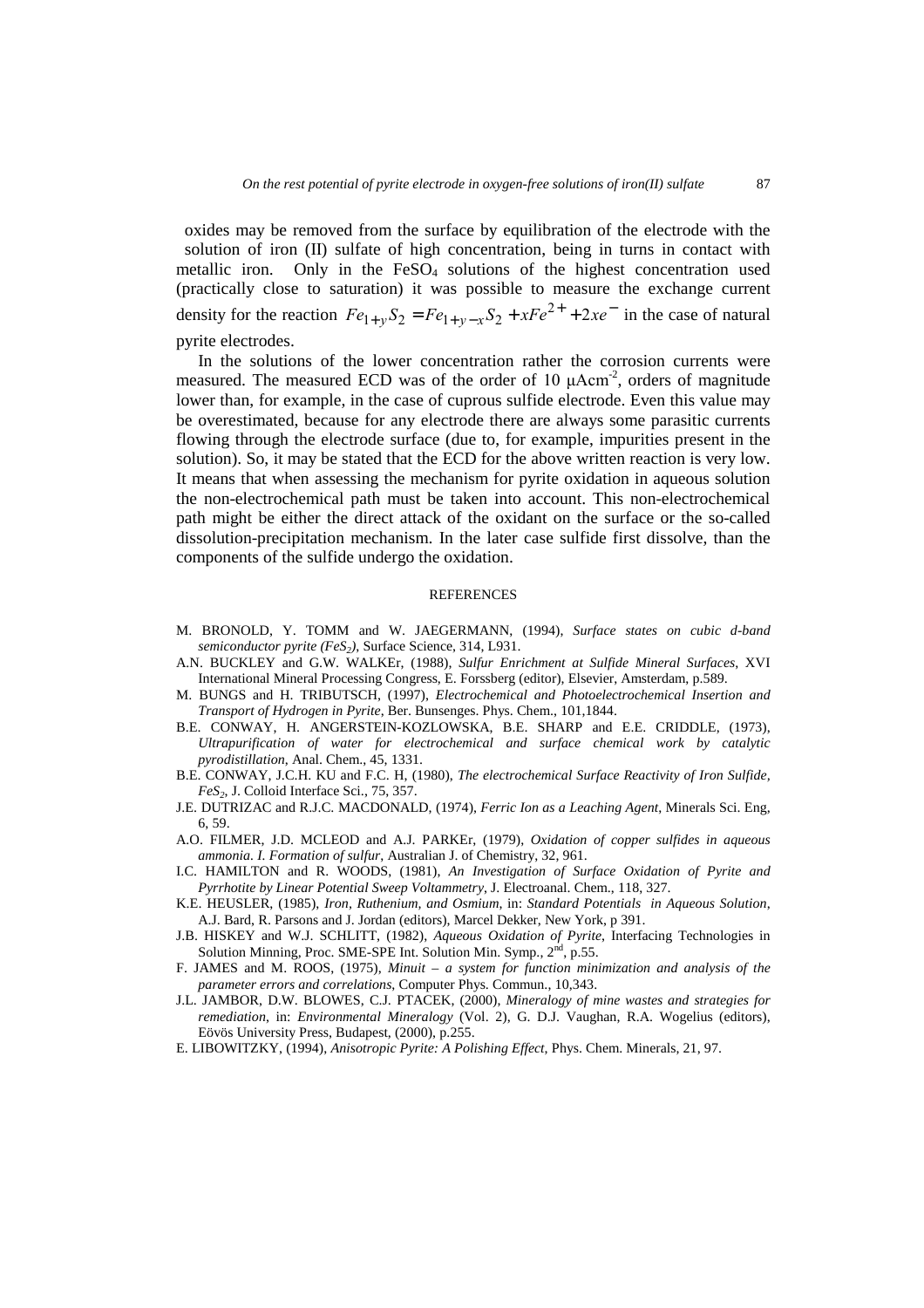oxides may be removed from the surface by equilibration of the electrode with the solution of iron (II) sulfate of high concentration, being in turns in contact with metallic iron. Only in the $FeSO_4$ solutions of the highest concentration used (practically close to saturation) it was possible to measure the exchange current density for the reaction $Fe_{1+y}S_2 = Fe_{1+y-x}S_2 + xFe^{2+} + 2xe^-$ in the case of natural pyrite electrodes.

In the solutions of the lower concentration rather the corrosion currents were measured. The measured ECD was of the order of 10 $\mu Acm^{-2}$, orders of magnitude lower than, for example, in the case of cuprous sulfide electrode. Even this value may be overestimated, because for any electrode there are always some parasitic currents flowing through the electrode surface (due to, for example, impurities present in the solution). So, it may be stated that the ECD for the above written reaction is very low. It means that when assessing the mechanism for pyrite oxidation in aqueous solution the non-electrochemical path must be taken into account. This non-electrochemical path might be either the direct attack of the oxidant on the surface or the so-called dissolution-precipitation mechanism. In the later case sulfide first dissolve, than the components of the sulfide undergo the oxidation.

## REFERENCES

M. BRONOLD, Y. TOMM and W. JAEGERMANN, (1994), *Surface states on cubic d-band semiconductor pyrite ($FeS_2$)*, Surface Science, 314, L931.

A.N. BUCKLEY and G.W. WALKEr, (1988), *Sulfur Enrichment at Sulfide Mineral Surfaces*, XVI International Mineral Processing Congress, E. Forssberg (editor), Elsevier, Amsterdam, p.589.

M. BUNGS and H. TRIBUTSCH, (1997), *Electrochemical and Photoelectrochemical Insertion and Transport of Hydrogen in Pyrite*, Ber. Bunsenges. Phys. Chem., 101,1844.

B.E. CONWAY, H. ANGERSTEIN-KOZLOWSKA, B.E. SHARP and E.E. CRIDDLE, (1973), *Ultrapurification of water for electrochemical and surface chemical work by catalytic pyrodistillation*, Anal. Chem., 45, 1331.

B.E. CONWAY, J.C.H. KU and F.C. H, (1980), *The electrochemical Surface Reactivity of Iron Sulfide, $FeS_2$*, J. Colloid Interface Sci., 75, 357.

J.E. DUTRIZAC and R.J.C. MACDONALD, (1974), *Ferric Ion as a Leaching Agent*, Minerals Sci. Eng, 6, 59.

A.O. FILMER, J.D. MCLEOD and A.J. PARKEr, (1979), *Oxidation of copper sulfides in aqueous ammonia. I. Formation of sulfur*, Australian J. of Chemistry, 32, 961.

I.C. HAMILTON and R. WOODS, (1981), *An Investigation of Surface Oxidation of Pyrite and Pyrrhotite by Linear Potential Sweep Voltammetry*, J. Electroanal. Chem., 118, 327.

K.E. HEUSLER, (1985), *Iron, Ruthenium, and Osmium*, in: *Standard Potentials in Aqueous Solution*, A.J. Bard, R. Parsons and J. Jordan (editors), Marcel Dekker, New York, p 391.

J.B. HISKEY and W.J. SCHLITT, (1982), *Aqueous Oxidation of Pyrite*, Interfacing Technologies in Solution Minning, Proc. SME-SPE Int. Solution Min. Symp., 2nd, p.55.

F. JAMES and M. ROOS, (1975), *Minuit – a system for function minimization and analysis of the parameter errors and correlations*, Computer Phys. Commun., 10,343.

J.L. JAMBOR, D.W. BLOWES, C.J. PTACEK, (2000), *Mineralogy of mine wastes and strategies for remediation*, in: *Environmental Mineralogy* (Vol. 2), G. D.J. Vaughan, R.A. Wogelius (editors), Eövös University Press, Budapest, (2000), p.255.

E. LIBOWITZKY, (1994), *Anisotropic Pyrite: A Polishing Effect*, Phys. Chem. Minerals, 21, 97.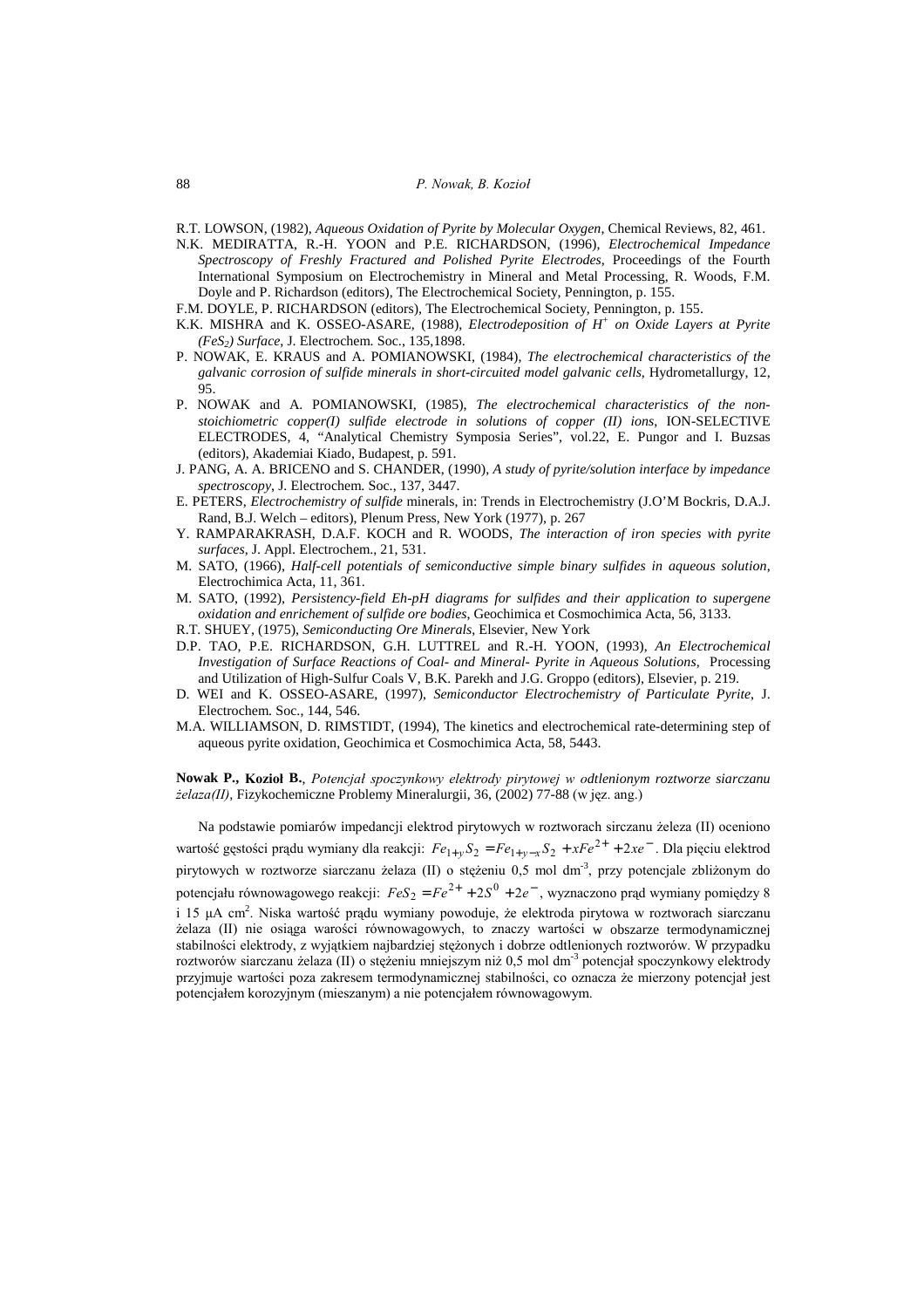R.T. LOWSON, (1982), *Aqueous Oxidation of Pyrite by Molecular Oxygen*, Chemical Reviews, 82, 461.

N.K. MEDIRATTA, R.-H. YOON and P.E. RICHARDSON, (1996), *Electrochemical Impedance Spectroscopy of Freshly Fractured and Polished Pyrite Electrodes*, Proceedings of the Fourth International Symposium on Electrochemistry in Mineral and Metal Processing, R. Woods, F.M. Doyle and P. Richardson (editors), The Electrochemical Society, Pennington, p. 155.

F.M. DOYLE, P. RICHARDSON (editors), The Electrochemical Society, Pennington, p. 155.

K.K. MISHRA and K. OSSEO-ASARE, (1988), *Electrodeposition of $H^+$ on Oxide Layers at Pyrite ($FeS_2$) Surface*, J. Electrochem. Soc., 135,1898.

P. NOWAK, E. KRAUS and A. POMIANOWSKI, (1984), *The electrochemical characteristics of the galvanic corrosion of sulfide minerals in short-circuited model galvanic cells*, Hydrometallurgy, 12, 95.

P. NOWAK and A. POMIANOWSKI, (1985), *The electrochemical characteristics of the non-stoichiometric copper(I) sulfide electrode in solutions of copper (II) ions*, ION-SELECTIVE ELECTRODES, 4, "Analytical Chemistry Symposia Series", vol.22, E. Pungor and I. Buzsas (editors), Akademiai Kiado, Budapest, p. 591.

J. PANG, A. A. BRICENO and S. CHANDER, (1990), *A study of pyrite/solution interface by impedance spectroscopy*, J. Electrochem. Soc., 137, 3447.

E. PETERS, *Electrochemistry of sulfide* minerals, in: Trends in Electrochemistry (J.O'M Bockris, D.A.J. Rand, B.J. Welch – editors), Plenum Press, New York (1977), p. 267

Y. RAMPARAKRASH, D.A.F. KOCH and R. WOODS, *The interaction of iron species with pyrite surfaces*, J. Appl. Electrochem., 21, 531.

M. SATO, (1966), *Half-cell potentials of semiconductive simple binary sulfides in aqueous solution*, Electrochimica Acta, 11, 361.

M. SATO, (1992), *Persistency-field Eh-pH diagrams for sulfides and their application to supergene oxidation and enrichement of sulfide ore bodies*, Geochimica et Cosmochimica Acta, 56, 3133.

R.T. SHUEY, (1975), *Semiconducting Ore Minerals*, Elsevier, New York

D.P. TAO, P.E. RICHARDSON, G.H. LUTTREL and R.-H. YOON, (1993), *An Electrochemical Investigation of Surface Reactions of Coal- and Mineral- Pyrite in Aqueous Solutions*, Processing and Utilization of High-Sulfur Coals V, B.K. Parekh and J.G. Groppo (editors), Elsevier, p. 219.

D. WEI and K. OSSEO-ASARE, (1997), *Semiconductor Electrochemistry of Particulate Pyrite*, J. Electrochem. Soc., 144, 546.

M.A. WILLIAMSON, D. RIMSTIDT, (1994), The kinetics and electrochemical rate-determining step of aqueous pyrite oxidation, Geochimica et Cosmochimica Acta, 58, 5443.

**Nowak P., Kozioł B.**, *Potencjał spoczynkowy elektrody pirytowej w odtlenionym roztworze siarczanu żelaza(II)*, Fizykochemiczne Problemy Mineralurgii, 36, (2002) 77-88 (w jęz. ang.)

Na podstawie pomiarów impedancji elektrod pirytowych w roztworach sirczanu żeleza (II) oceniono wartość gęstości prądu wymiany dla reakcji: $Fe_{1+y}S_2 = Fe_{1+y-x}S_2 + xFe^{2+} + 2xe^-$. Dla pięciu elektrod pirytowych w roztworze siarczanu żelaza (II) o stężeniu 0,5 mol dm$^{-3}$, przy potencjale zbliżonym do potencjału równowagowego reakcji: $FeS_2 = Fe^{2+} + 2S^0 + 2e^-$, wyznaczono prąd wymiany pomiędzy 8 i 15 µA cm$^2$. Niska wartość prądu wymiany powoduje, że elektroda pirytowa w roztworach siarczanu żelaza (II) nie osiąga warości równowagowych, to znaczy wartości w obszarze termodynamicznej stabilności elektrody, z wyjątkiem najbardziej stężonych i dobrze odtlenionych roztworów. W przypadku roztworów siarczanu żelaza (II) o stężeniu mniejszym niż 0,5 mol dm$^{-3}$ potencjał spoczynkowy elektrody przyjmuje wartości poza zakresem termodynamicznej stabilności, co oznacza że mierzony potencjał jest potencjałem korozyjnym (mieszanym) a nie potencjałem równowagowym.